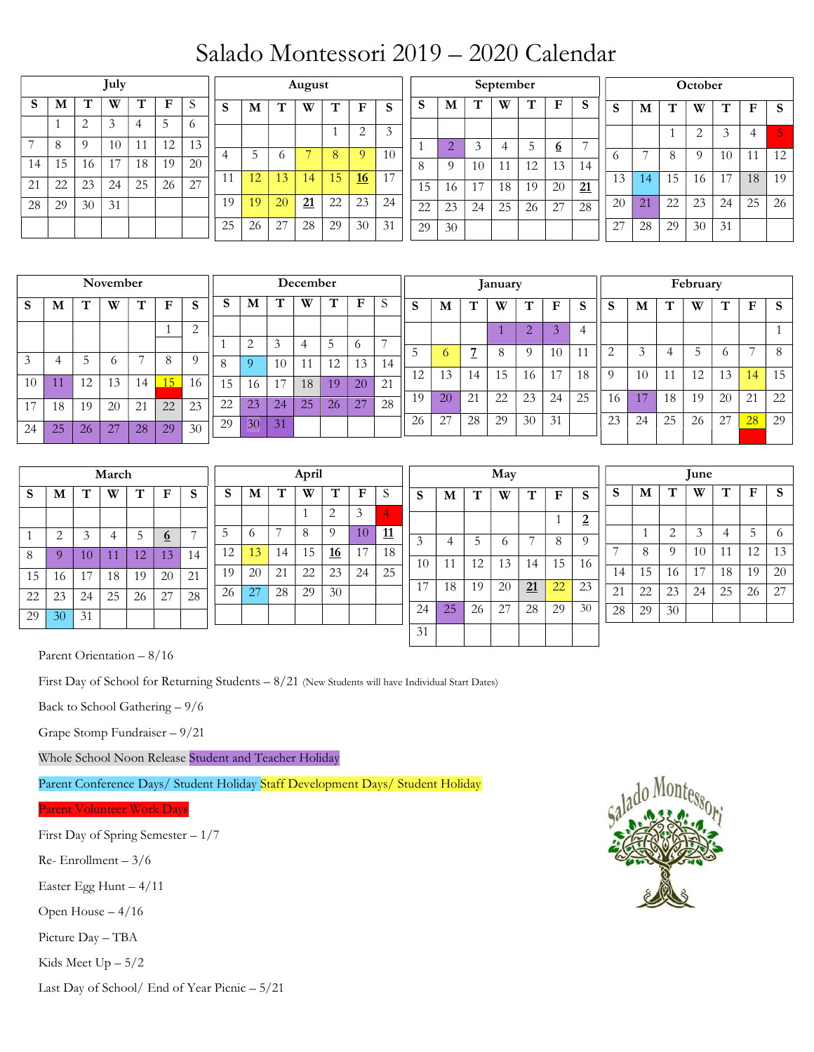# Salado Montessori 2019 – 2020 Calendar

**July**

| S | M | T | W | T | F | S |
|---|---|---|---|---|---|---|
| | 1 | 2 | 3 | 4 | 5 | 6 |
| 7 | 8 | 9 | 10 | 11 | 12 | 13 |
| 14 | 15 | 16 | 17 | 18 | 19 | 20 |
| 21 | 22 | 23 | 24 | 25 | 26 | 27 |
| 28 | 29 | 30 | 31 | | | |

**August**

| S | M | T | W | T | F | S |
|---|---|---|---|---|---|---|
| | | | | 1 | 2 | 3 |
| 4 | 5 | 6 | 7 | 8 | 9 | 10 |
| 11 | 12 | 13 | 14 | 15 | **16** | 17 |
| 19 | 19 | 20 | **21** | 22 | 23 | 24 |
| 25 | 26 | 27 | 28 | 29 | 30 | 31 |

**September**

| S | M | T | W | T | F | S |
|---|---|---|---|---|---|---|
| 1 | 2 | 3 | 4 | 5 | **6** | 7 |
| 8 | 9 | 10 | 11 | 12 | 13 | 14 |
| 15 | 16 | 17 | 18 | 19 | 20 | **21** |
| 22 | 23 | 24 | 25 | 26 | 27 | 28 |
| 29 | 30 | | | | | |

**October**

| S | M | T | W | T | F | S |
|---|---|---|---|---|---|---|
| | | 1 | 2 | 3 | 4 | 5 |
| 6 | 7 | 8 | 9 | 10 | 11 | 12 |
| 13 | 14 | 15 | 16 | 17 | 18 | 19 |
| 20 | 21 | 22 | 23 | 24 | 25 | 26 |
| 27 | 28 | 29 | 30 | 31 | | |

**November**

| S | M | T | W | T | F | S |
|---|---|---|---|---|---|---|
| | | | | | 1 | 2 |
| 3 | 4 | 5 | 6 | 7 | 8 | 9 |
| 10 | 11 | 12 | 13 | 14 | 15 | 16 |
| 17 | 18 | 19 | 20 | 21 | 22 | 23 |
| 24 | 25 | 26 | 27 | 28 | 29 | 30 |

**December**

| S | M | T | W | T | F | S |
|---|---|---|---|---|---|---|
| 1 | 2 | 3 | 4 | 5 | 6 | 7 |
| 8 | 9 | 10 | 11 | 12 | 13 | 14 |
| 15 | 16 | 17 | 18 | 19 | 20 | 21 |
| 22 | 23 | 24 | 25 | 26 | 27 | 28 |
| 29 | 30 | 31 | | | | |

**January**

| S | M | T | W | T | F | S |
|---|---|---|---|---|---|---|
| | | | 1 | 2 | 3 | 4 |
| 5 | 6 | **7** | 8 | 9 | 10 | 11 |
| 12 | 13 | 14 | 15 | 16 | 17 | 18 |
| 19 | 20 | 21 | 22 | 23 | 24 | 25 |
| 26 | 27 | 28 | 29 | 30 | 31 | |

**February**

| S | M | T | W | T | F | S |
|---|---|---|---|---|---|---|
| | | | | | | 1 |
| 2 | 3 | 4 | 5 | 6 | 7 | 8 |
| 9 | 10 | 11 | 12 | 13 | 14 | 15 |
| 16 | 17 | 18 | 19 | 20 | 21 | 22 |
| 23 | 24 | 25 | 26 | 27 | 28 | 29 |

**March**

| S | M | T | W | T | F | S |
|---|---|---|---|---|---|---|
| 1 | 2 | 3 | 4 | 5 | **6** | 7 |
| 8 | 9 | 10 | 11 | 12 | 13 | 14 |
| 15 | 16 | 17 | 18 | 19 | 20 | 21 |
| 22 | 23 | 24 | 25 | 26 | 27 | 28 |
| 29 | 30 | 31 | | | | |

**April**

| S | M | T | W | T | F | S |
|---|---|---|---|---|---|---|
| | | | 1 | 2 | 3 | 4 |
| 5 | 6 | 7 | 8 | 9 | 10 | **11** |
| 12 | 13 | 14 | 15 | **16** | 17 | 18 |
| 19 | 20 | 21 | 22 | 23 | 24 | 25 |
| 26 | 27 | 28 | 29 | 30 | | |

**May**

| S | M | T | W | T | F | S |
|---|---|---|---|---|---|---|
| | | | | | 1 | **2** |
| 3 | 4 | 5 | 6 | 7 | 8 | 9 |
| 10 | 11 | 12 | 13 | 14 | 15 | 16 |
| 17 | 18 | 19 | 20 | **21** | 22 | 23 |
| 24 | 25 | 26 | 27 | 28 | 29 | 30 |
| 31 | | | | | | |

**June**

| S | M | T | W | T | F | S |
|---|---|---|---|---|---|---|
| | 1 | 2 | 3 | 4 | 5 | 6 |
| 7 | 8 | 9 | 10 | 11 | 12 | 13 |
| 14 | 15 | 16 | 17 | 18 | 19 | 20 |
| 21 | 22 | 23 | 24 | 25 | 26 | 27 |
| 28 | 29 | 30 | | | | |

Parent Orientation – 8/16

First Day of School for Returning Students – 8/21 (New Students will have Individual Start Dates)

Back to School Gathering – 9/6

Grape Stomp Fundraiser – 9/21

Whole School Noon Release Student and Teacher Holiday

Parent Conference Days/ Student Holiday Staff Development Days/ Student Holiday

Parent Volunteer Work Days

First Day of Spring Semester – 1/7

Re- Enrollment – 3/6

Easter Egg Hunt – 4/11

Open House – 4/16

Picture Day – TBA

Kids Meet Up – 5/2

Last Day of School/ End of Year Picnic – 5/21

Salado Montessori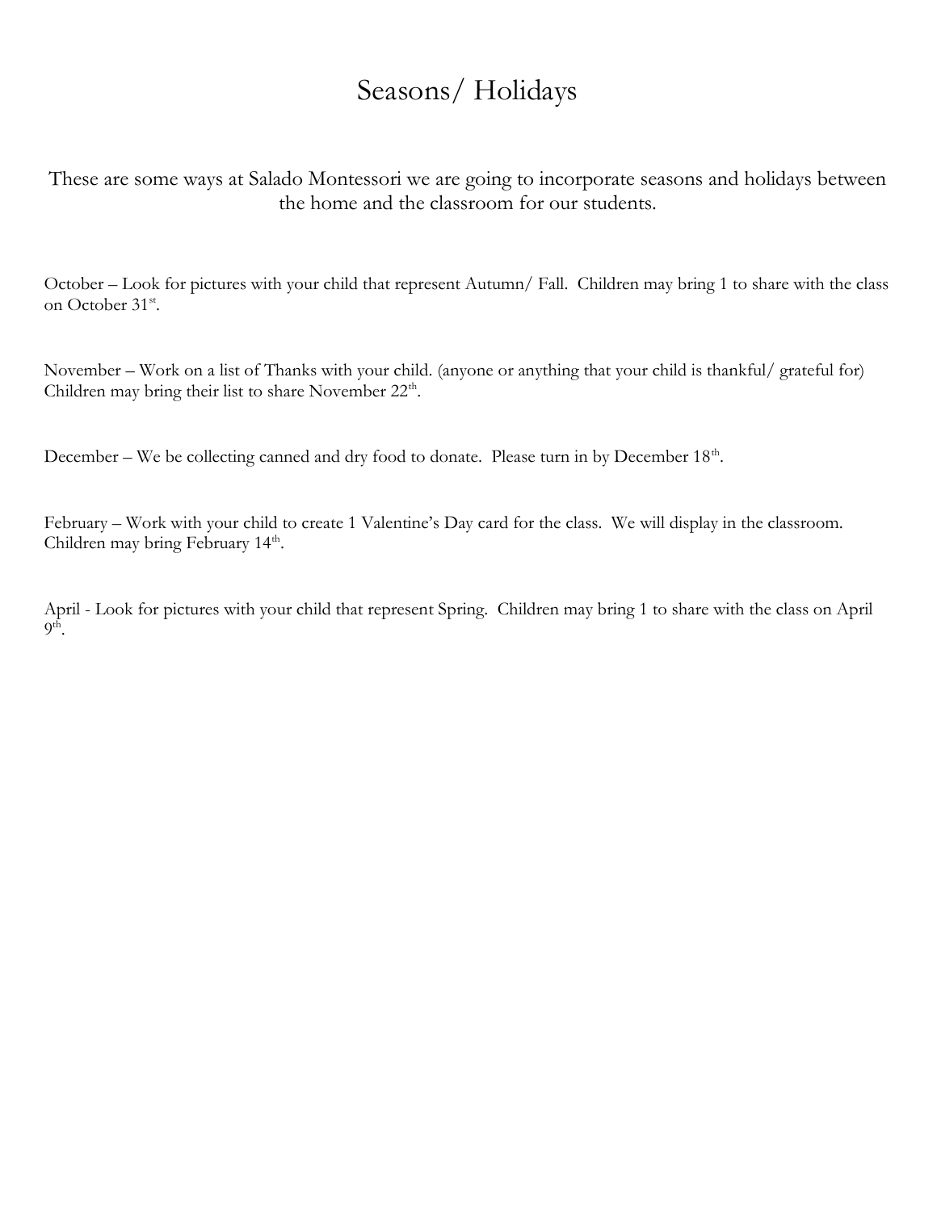# Seasons/ Holidays

These are some ways at Salado Montessori we are going to incorporate seasons and holidays between the home and the classroom for our students.

October – Look for pictures with your child that represent Autumn/ Fall. Children may bring 1 to share with the class on October 31st.

November – Work on a list of Thanks with your child. (anyone or anything that your child is thankful/ grateful for) Children may bring their list to share November 22th.

December – We be collecting canned and dry food to donate. Please turn in by December 18th.

February – Work with your child to create 1 Valentine's Day card for the class. We will display in the classroom. Children may bring February 14th.

April - Look for pictures with your child that represent Spring. Children may bring 1 to share with the class on April 9th.